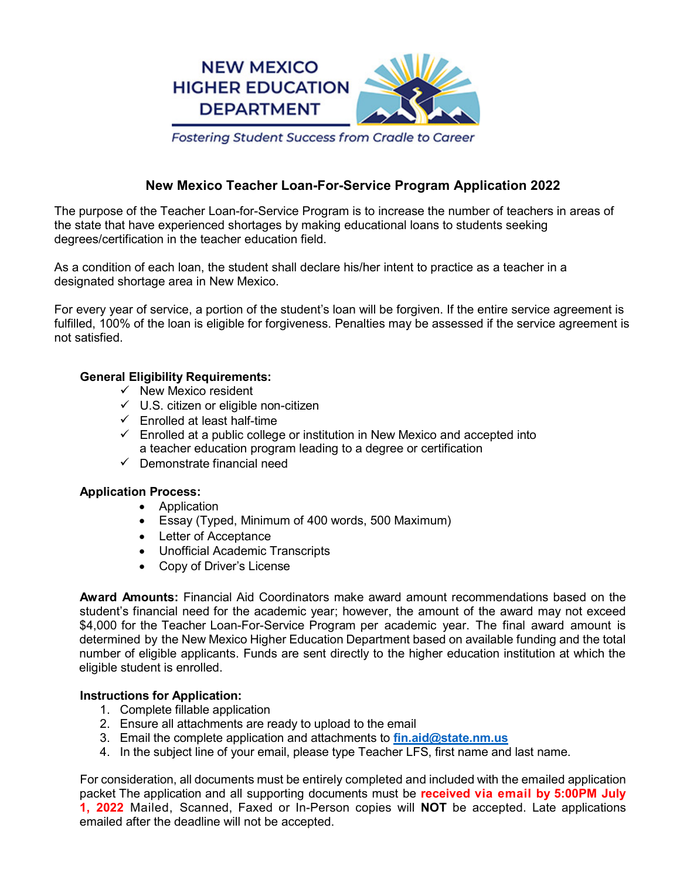NEW MEXICO HIGHER EDUCATION DEPARTMENT

*Fostering Student Success from Cradle to Career*

## New Mexico Teacher Loan-For-Service Program Application 2022

The purpose of the Teacher Loan-for-Service Program is to increase the number of teachers in areas of the state that have experienced shortages by making educational loans to students seeking degrees/certification in the teacher education field.

As a condition of each loan, the student shall declare his/her intent to practice as a teacher in a designated shortage area in New Mexico.

For every year of service, a portion of the student's loan will be forgiven. If the entire service agreement is fulfilled, 100% of the loan is eligible for forgiveness. Penalties may be assessed if the service agreement is not satisfied.

**General Eligibility Requirements:**

- ✓ New Mexico resident
- ✓ U.S. citizen or eligible non-citizen
- ✓ Enrolled at least half-time
- ✓ Enrolled at a public college or institution in New Mexico and accepted into a teacher education program leading to a degree or certification
- ✓ Demonstrate financial need

**Application Process:**

- Application
- Essay (Typed, Minimum of 400 words, 500 Maximum)
- Letter of Acceptance
- Unofficial Academic Transcripts
- Copy of Driver's License

**Award Amounts:** Financial Aid Coordinators make award amount recommendations based on the student's financial need for the academic year; however, the amount of the award may not exceed $4,000 for the Teacher Loan-For-Service Program per academic year. The final award amount is determined by the New Mexico Higher Education Department based on available funding and the total number of eligible applicants. Funds are sent directly to the higher education institution at which the eligible student is enrolled.

**Instructions for Application:**

1. Complete fillable application
2. Ensure all attachments are ready to upload to the email
3. Email the complete application and attachments to **fin.aid@state.nm.us**
4. In the subject line of your email, please type Teacher LFS, first name and last name.

For consideration, all documents must be entirely completed and included with the emailed application packet The application and all supporting documents must be **received via email by 5:00PM July 1, 2022** Mailed, Scanned, Faxed or In-Person copies will **NOT** be accepted. Late applications emailed after the deadline will not be accepted.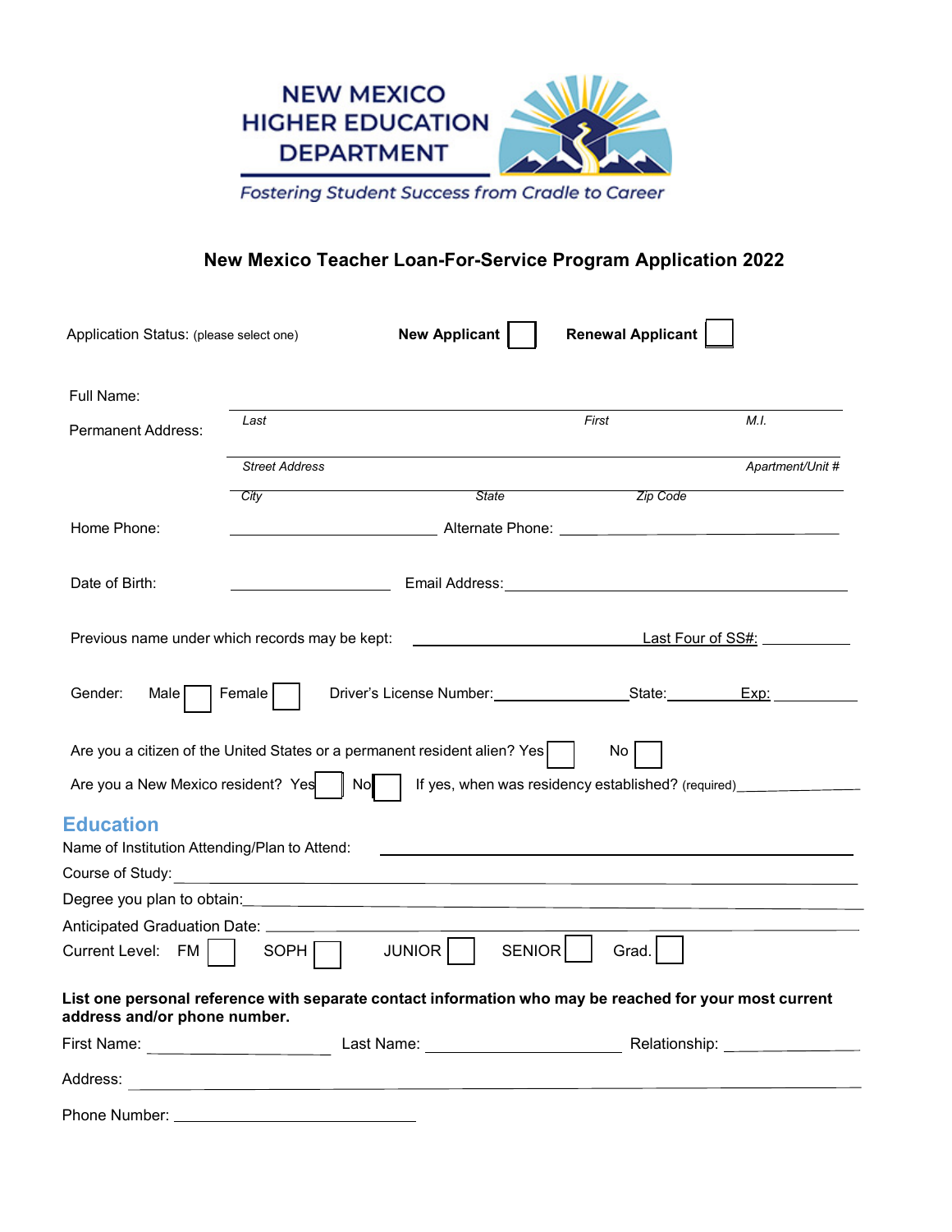NEW MEXICO HIGHER EDUCATION DEPARTMENT

*Fostering Student Success from Cradle to Career*

## New Mexico Teacher Loan-For-Service Program Application 2022

Application Status: (please select one) **New Applicant** ☐ **Renewal Applicant** ☐

Full Name: ______________________________________________

*Last* *First* *M.I.*

Permanent Address: ______________________________________________

*Street Address* *Apartment/Unit #*

*City* *State* *Zip Code*

Home Phone: ____________________ Alternate Phone: ____________________

Date of Birth: ____________________ Email Address: ____________________

Previous name under which records may be kept: ____________________ Last Four of SS#: __________

Gender: Male ☐ Female ☐ Driver's License Number: ____________ State: ________ Exp: ________

Are you a citizen of the United States or a permanent resident alien? Yes ☐ No ☐

Are you a New Mexico resident? Yes ☐ No ☐ If yes, when was residency established? (required) ____________

## Education

Name of Institution Attending/Plan to Attend: ______________________________

Course of Study: ______________________________

Degree you plan to obtain: ______________________________

Anticipated Graduation Date: ______________________________

Current Level: FM ☐ SOPH ☐ JUNIOR ☐ SENIOR ☐ Grad. ☐

**List one personal reference with separate contact information who may be reached for your most current address and/or phone number.**

First Name: ______________ Last Name: ______________ Relationship: ______________

Address: ______________________________

Phone Number: ______________________________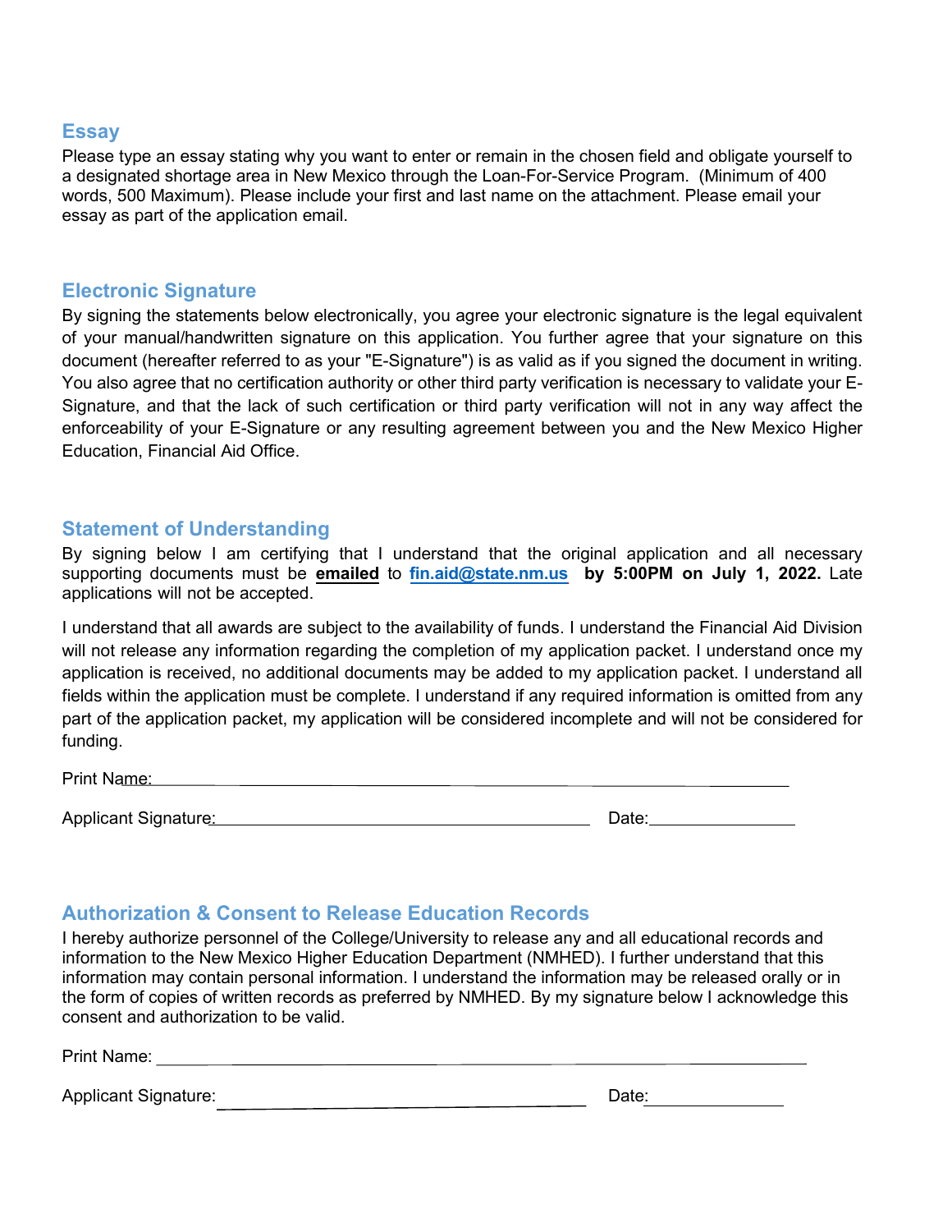## Essay

Please type an essay stating why you want to enter or remain in the chosen field and obligate yourself to a designated shortage area in New Mexico through the Loan-For-Service Program. (Minimum of 400 words, 500 Maximum). Please include your first and last name on the attachment. Please email your essay as part of the application email.

## Electronic Signature

By signing the statements below electronically, you agree your electronic signature is the legal equivalent of your manual/handwritten signature on this application. You further agree that your signature on this document (hereafter referred to as your "E-Signature") is as valid as if you signed the document in writing. You also agree that no certification authority or other third party verification is necessary to validate your E-Signature, and that the lack of such certification or third party verification will not in any way affect the enforceability of your E-Signature or any resulting agreement between you and the New Mexico Higher Education, Financial Aid Office.

## Statement of Understanding

By signing below I am certifying that I understand that the original application and all necessary supporting documents must be **emailed** to **fin.aid@state.nm.us** **by 5:00PM on July 1, 2022.** Late applications will not be accepted.

I understand that all awards are subject to the availability of funds. I understand the Financial Aid Division will not release any information regarding the completion of my application packet. I understand once my application is received, no additional documents may be added to my application packet. I understand all fields within the application must be complete. I understand if any required information is omitted from any part of the application packet, my application will be considered incomplete and will not be considered for funding.

Print Name: ______________________________________________

Applicant Signature: ______________________________ Date: ____________

## Authorization & Consent to Release Education Records

I hereby authorize personnel of the College/University to release any and all educational records and information to the New Mexico Higher Education Department (NMHED). I further understand that this information may contain personal information. I understand the information may be released orally or in the form of copies of written records as preferred by NMHED. By my signature below I acknowledge this consent and authorization to be valid.

Print Name: ______________________________________________

Applicant Signature: ______________________________ Date: ____________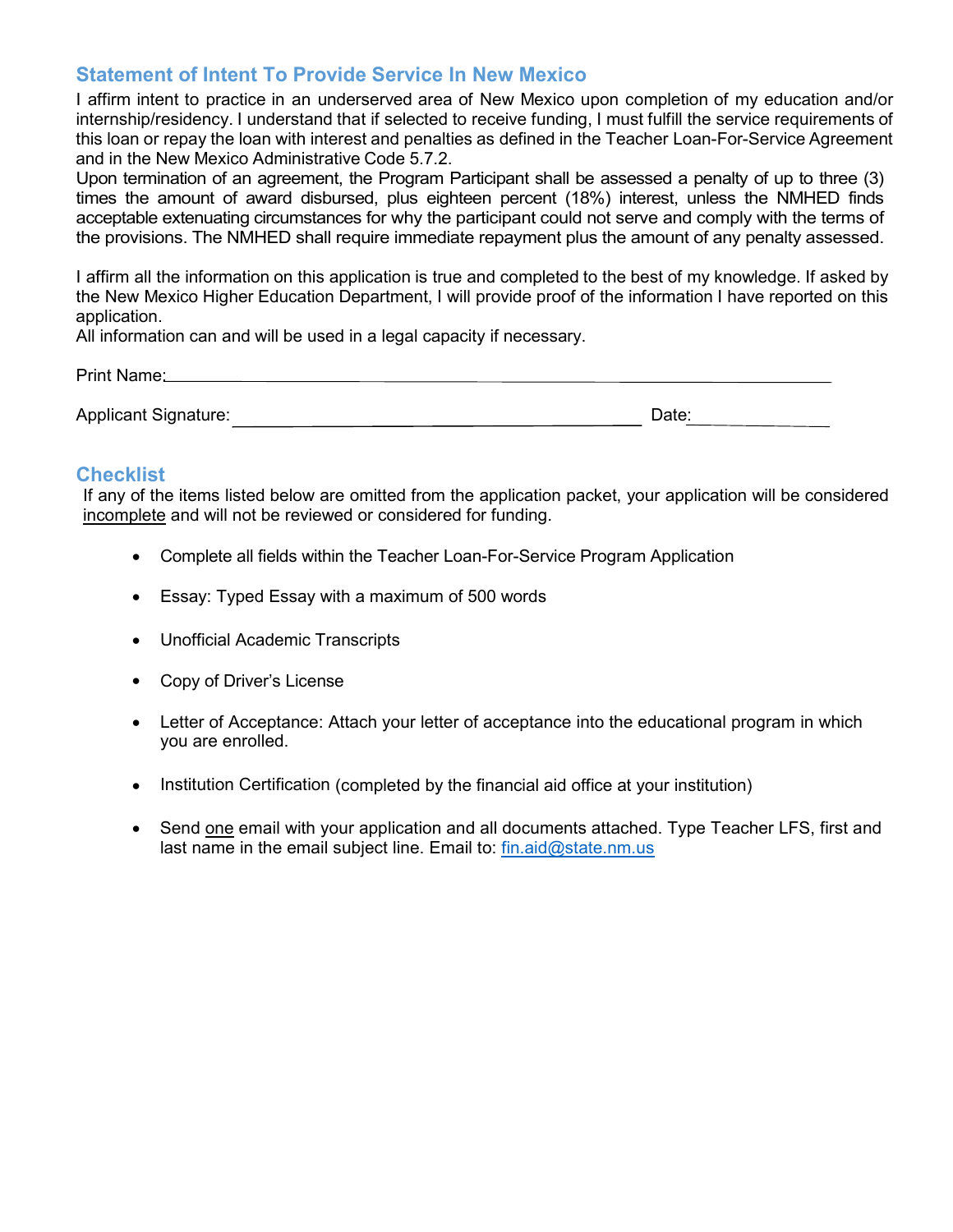## Statement of Intent To Provide Service In New Mexico

I affirm intent to practice in an underserved area of New Mexico upon completion of my education and/or internship/residency. I understand that if selected to receive funding, I must fulfill the service requirements of this loan or repay the loan with interest and penalties as defined in the Teacher Loan-For-Service Agreement and in the New Mexico Administrative Code 5.7.2.

Upon termination of an agreement, the Program Participant shall be assessed a penalty of up to three (3) times the amount of award disbursed, plus eighteen percent (18%) interest, unless the NMHED finds acceptable extenuating circumstances for why the participant could not serve and comply with the terms of the provisions. The NMHED shall require immediate repayment plus the amount of any penalty assessed.

I affirm all the information on this application is true and completed to the best of my knowledge. If asked by the New Mexico Higher Education Department, I will provide proof of the information I have reported on this application.

All information can and will be used in a legal capacity if necessary.

Print Name: ____________________________________________

Applicant Signature: ______________________________ Date: ____________

## Checklist

If any of the items listed below are omitted from the application packet, your application will be considered incomplete and will not be reviewed or considered for funding.

- Complete all fields within the Teacher Loan-For-Service Program Application
- Essay: Typed Essay with a maximum of 500 words
- Unofficial Academic Transcripts
- Copy of Driver's License
- Letter of Acceptance: Attach your letter of acceptance into the educational program in which you are enrolled.
- Institution Certification (completed by the financial aid office at your institution)
- Send one email with your application and all documents attached. Type Teacher LFS, first and last name in the email subject line. Email to: fin.aid@state.nm.us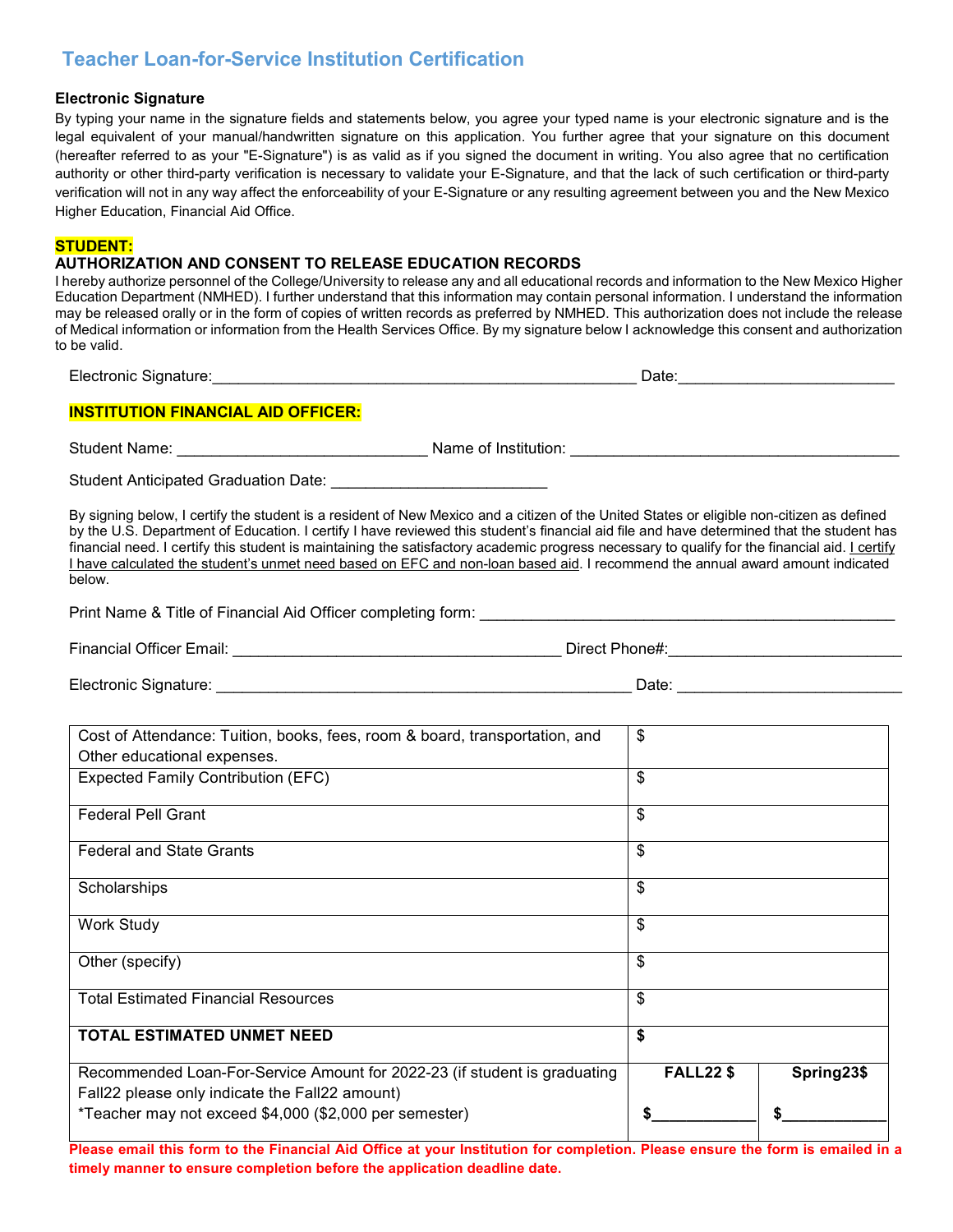## Teacher Loan-for-Service Institution Certification

### Electronic Signature

By typing your name in the signature fields and statements below, you agree your typed name is your electronic signature and is the legal equivalent of your manual/handwritten signature on this application. You further agree that your signature on this document (hereafter referred to as your "E-Signature") is as valid as if you signed the document in writing. You also agree that no certification authority or other third-party verification is necessary to validate your E-Signature, and that the lack of such certification or third-party verification will not in any way affect the enforceability of your E-Signature or any resulting agreement between you and the New Mexico Higher Education, Financial Aid Office.

**STUDENT:**

**AUTHORIZATION AND CONSENT TO RELEASE EDUCATION RECORDS**

I hereby authorize personnel of the College/University to release any and all educational records and information to the New Mexico Higher Education Department (NMHED). I further understand that this information may contain personal information. I understand the information may be released orally or in the form of copies of written records as preferred by NMHED. This authorization does not include the release of Medical information or information from the Health Services Office. By my signature below I acknowledge this consent and authorization to be valid.

Electronic Signature:__________________________________________________ Date:_________________________

**INSTITUTION FINANCIAL AID OFFICER:**

Student Name: _____________________________ Name of Institution: ______________________________________

Student Anticipated Graduation Date: _________________________

By signing below, I certify the student is a resident of New Mexico and a citizen of the United States or eligible non-citizen as defined by the U.S. Department of Education. I certify I have reviewed this student's financial aid file and have determined that the student has financial need. I certify this student is maintaining the satisfactory academic progress necessary to qualify for the financial aid. I certify I have calculated the student's unmet need based on EFC and non-loan based aid. I recommend the annual award amount indicated below.

Print Name & Title of Financial Aid Officer completing form: ________________________________________________

Financial Officer Email: ______________________________________ Direct Phone#:___________________________

Electronic Signature: _________________________________________________ Date: __________________________

| | | |
|---|---|---|
| Cost of Attendance: Tuition, books, fees, room & board, transportation, and Other educational expenses. | $ | |
| Expected Family Contribution (EFC) | $ | |
| Federal Pell Grant | $ | |
| Federal and State Grants | $ | |
| Scholarships | $ | |
| Work Study | $ | |
| Other (specify) | $ | |
| Total Estimated Financial Resources | $ | |
| **TOTAL ESTIMATED UNMET NEED** | **$** | |
| Recommended Loan-For-Service Amount for 2022-23 (if student is graduating Fall22 please only indicate the Fall22 amount)<br>*Teacher may not exceed $4,000 ($2,000 per semester) | **FALL22 $**<br>**$**____________ | **Spring23$**<br>**$**____________ |

**Please email this form to the Financial Aid Office at your Institution for completion. Please ensure the form is emailed in a timely manner to ensure completion before the application deadline date.**